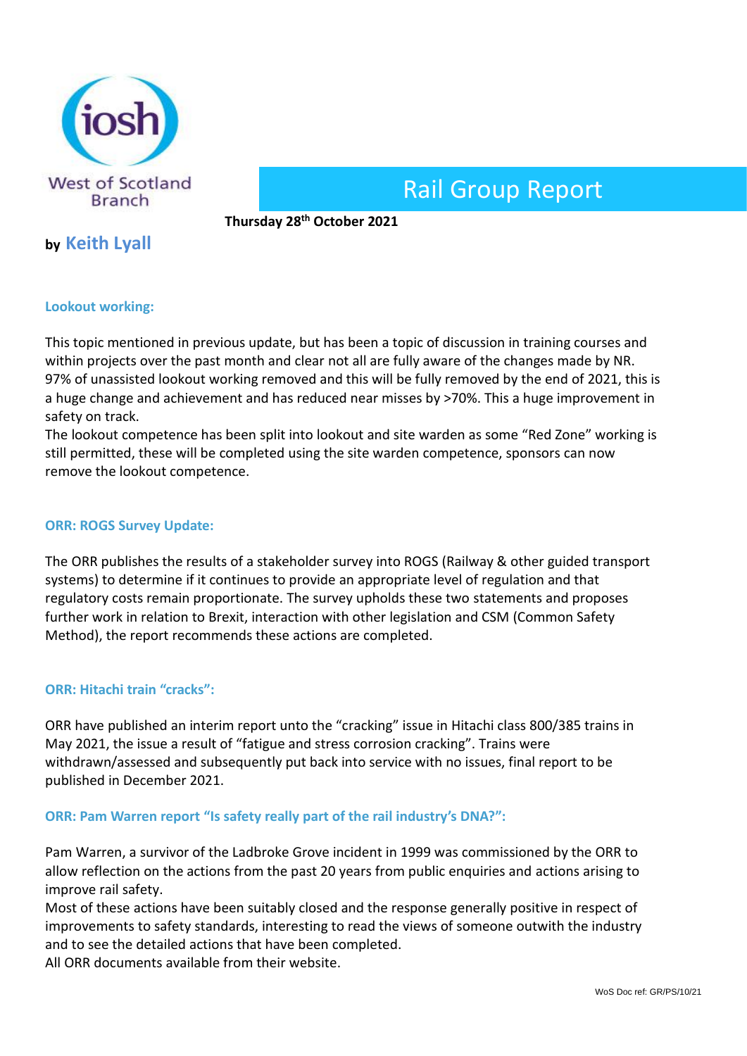iosh

West of Scotland Branch

# Rail Group Report

**Thursday 28th October 2021**

**by Keith Lyall**

### Lookout working:

This topic mentioned in previous update, but has been a topic of discussion in training courses and within projects over the past month and clear not all are fully aware of the changes made by NR. 97% of unassisted lookout working removed and this will be fully removed by the end of 2021, this is a huge change and achievement and has reduced near misses by >70%. This a huge improvement in safety on track.
The lookout competence has been split into lookout and site warden as some "Red Zone" working is still permitted, these will be completed using the site warden competence, sponsors can now remove the lookout competence.

### ORR: ROGS Survey Update:

The ORR publishes the results of a stakeholder survey into ROGS (Railway & other guided transport systems) to determine if it continues to provide an appropriate level of regulation and that regulatory costs remain proportionate. The survey upholds these two statements and proposes further work in relation to Brexit, interaction with other legislation and CSM (Common Safety Method), the report recommends these actions are completed.

### ORR: Hitachi train "cracks":

ORR have published an interim report unto the "cracking" issue in Hitachi class 800/385 trains in May 2021, the issue a result of "fatigue and stress corrosion cracking". Trains were withdrawn/assessed and subsequently put back into service with no issues, final report to be published in December 2021.

### ORR: Pam Warren report "Is safety really part of the rail industry's DNA?":

Pam Warren, a survivor of the Ladbroke Grove incident in 1999 was commissioned by the ORR to allow reflection on the actions from the past 20 years from public enquiries and actions arising to improve rail safety.
Most of these actions have been suitably closed and the response generally positive in respect of improvements to safety standards, interesting to read the views of someone outwith the industry and to see the detailed actions that have been completed.
All ORR documents available from their website.

WoS Doc ref: GR/PS/10/21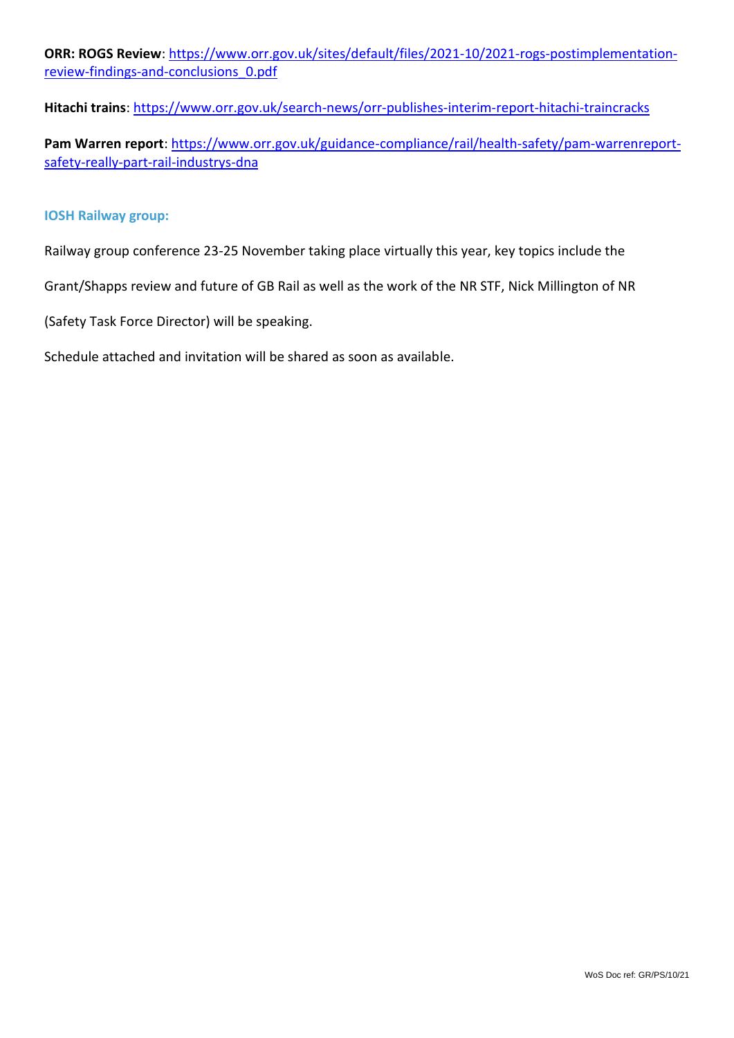**ORR: ROGS Review**: https://www.orr.gov.uk/sites/default/files/2021-10/2021-rogs-postimplementation-review-findings-and-conclusions_0.pdf

**Hitachi trains**: https://www.orr.gov.uk/search-news/orr-publishes-interim-report-hitachi-traincracks

**Pam Warren report**: https://www.orr.gov.uk/guidance-compliance/rail/health-safety/pam-warrenreport-safety-really-part-rail-industrys-dna

### IOSH Railway group:

Railway group conference 23-25 November taking place virtually this year, key topics include the Grant/Shapps review and future of GB Rail as well as the work of the NR STF, Nick Millington of NR (Safety Task Force Director) will be speaking.

Schedule attached and invitation will be shared as soon as available.

WoS Doc ref: GR/PS/10/21